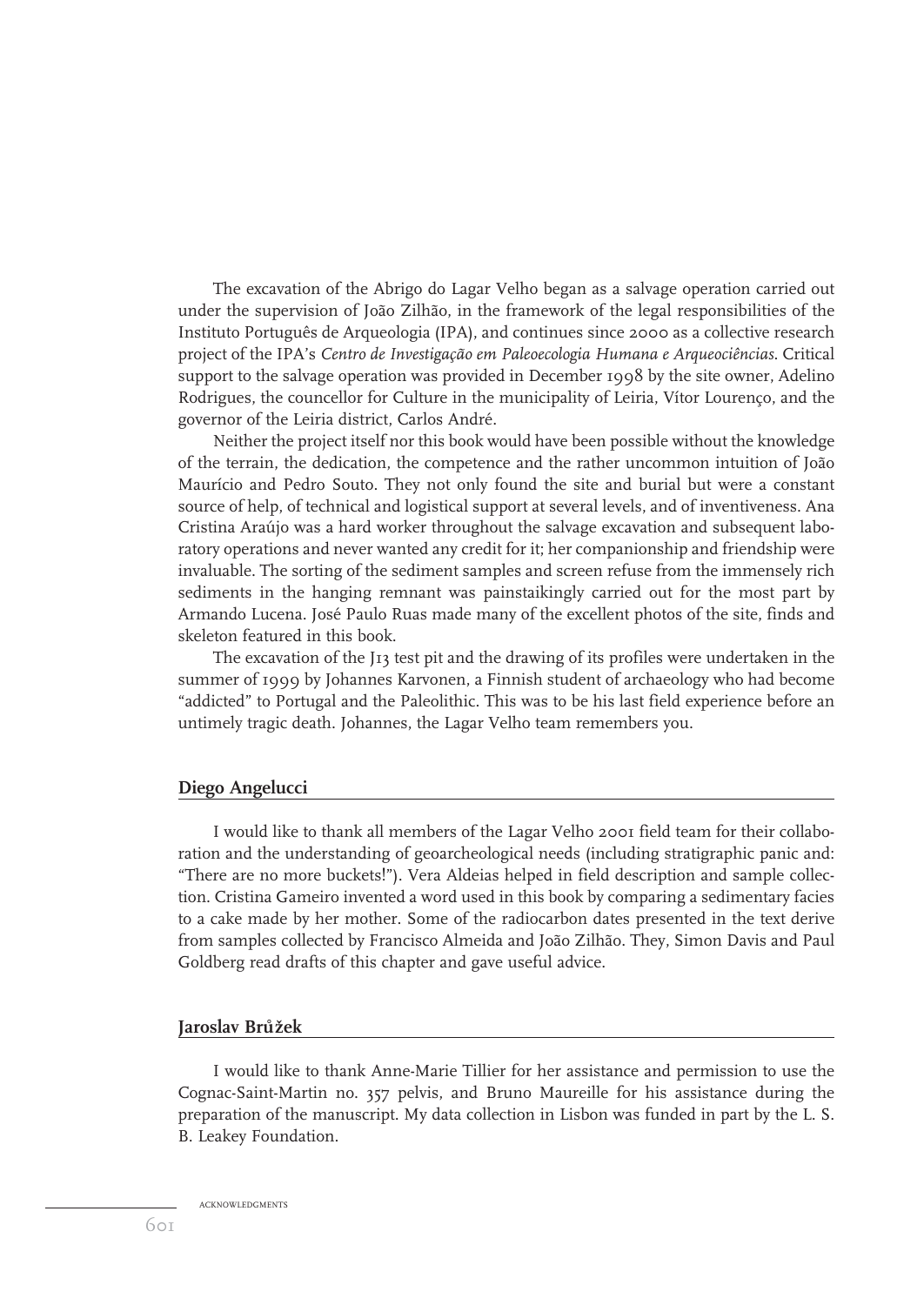The excavation of the Abrigo do Lagar Velho began as a salvage operation carried out under the supervision of João Zilhão, in the framework of the legal responsibilities of the Instituto Português de Arqueologia (IPA), and continues since 2000 as a collective research project of the IPA's *Centro de Investigação em Paleoecologia Humana e Arqueociências*. Critical support to the salvage operation was provided in December 1998 by the site owner, Adelino Rodrigues, the councellor for Culture in the municipality of Leiria, Vítor Lourenço, and the governor of the Leiria district, Carlos André.

Neither the project itself nor this book would have been possible without the knowledge of the terrain, the dedication, the competence and the rather uncommon intuition of João Maurício and Pedro Souto. They not only found the site and burial but were a constant source of help, of technical and logistical support at several levels, and of inventiveness. Ana Cristina Araújo was a hard worker throughout the salvage excavation and subsequent laboratory operations and never wanted any credit for it; her companionship and friendship were invaluable. The sorting of the sediment samples and screen refuse from the immensely rich sediments in the hanging remnant was painstaikingly carried out for the most part by Armando Lucena. José Paulo Ruas made many of the excellent photos of the site, finds and skeleton featured in this book.

The excavation of the J13 test pit and the drawing of its profiles were undertaken in the summer of 1999 by Johannes Karvonen, a Finnish student of archaeology who had become "addicted" to Portugal and the Paleolithic. This was to be his last field experience before an untimely tragic death. Johannes, the Lagar Velho team remembers you.

### Diego Angelucci

I would like to thank all members of the Lagar Velho 2001 field team for their collaboration and the understanding of geoarcheological needs (including stratigraphic panic and: "There are no more buckets!"). Vera Aldeias helped in field description and sample collection. Cristina Gameiro invented a word used in this book by comparing a sedimentary facies to a cake made by her mother. Some of the radiocarbon dates presented in the text derive from samples collected by Francisco Almeida and João Zilhão. They, Simon Davis and Paul Goldberg read drafts of this chapter and gave useful advice.

### Jaroslav Brůžek

I would like to thank Anne-Marie Tillier for her assistance and permission to use the Cognac-Saint-Martin no. 357 pelvis, and Bruno Maureille for his assistance during the preparation of the manuscript. My data collection in Lisbon was funded in part by the L. S. B. Leakey Foundation.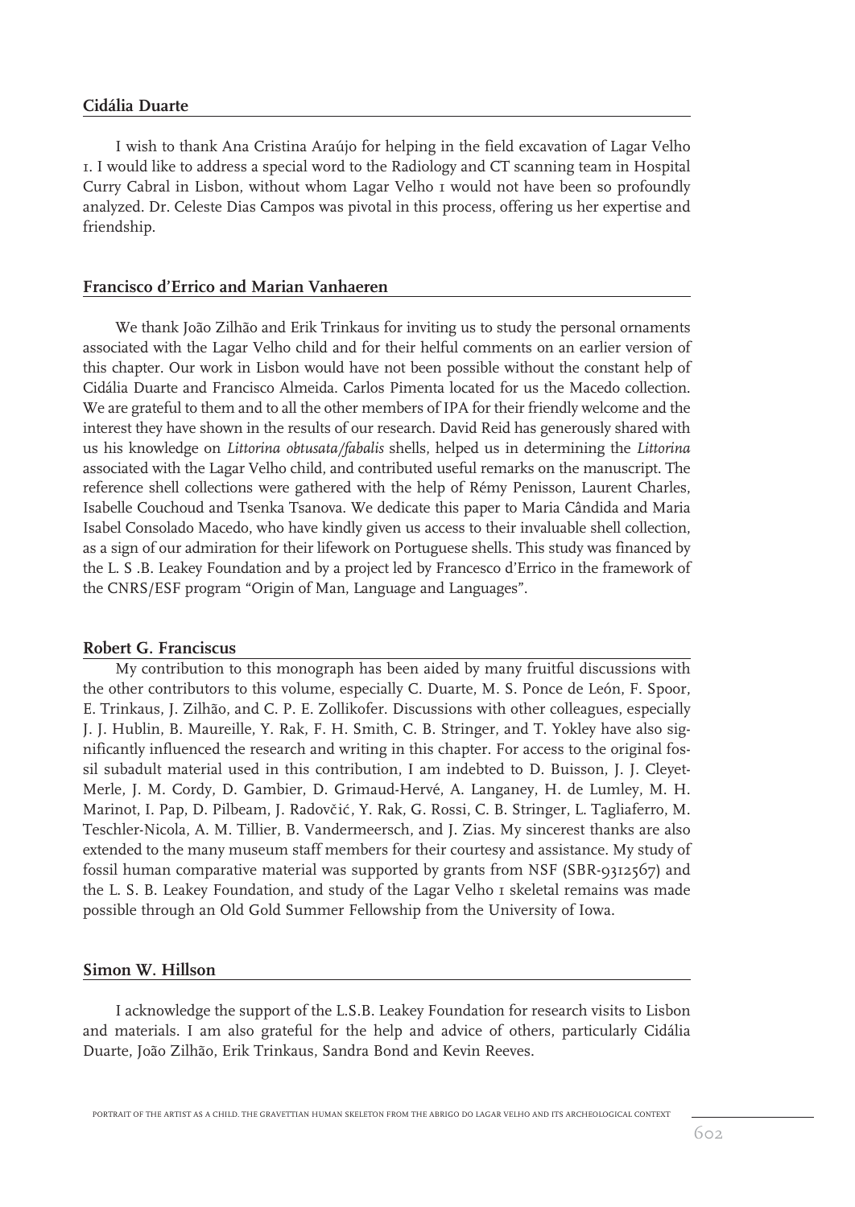### Cidália Duarte

I wish to thank Ana Cristina Araújo for helping in the field excavation of Lagar Velho 1. I would like to address a special word to the Radiology and CT scanning team in Hospital Curry Cabral in Lisbon, without whom Lagar Velho 1 would not have been so profoundly analyzed. Dr. Celeste Dias Campos was pivotal in this process, offering us her expertise and friendship.

### Francisco d'Errico and Marian Vanhaeren

We thank João Zilhão and Erik Trinkaus for inviting us to study the personal ornaments associated with the Lagar Velho child and for their helful comments on an earlier version of this chapter. Our work in Lisbon would have not been possible without the constant help of Cidália Duarte and Francisco Almeida. Carlos Pimenta located for us the Macedo collection. We are grateful to them and to all the other members of IPA for their friendly welcome and the interest they have shown in the results of our research. David Reid has generously shared with us his knowledge on *Littorina obtusata/fabalis* shells, helped us in determining the *Littorina* associated with the Lagar Velho child, and contributed useful remarks on the manuscript. The reference shell collections were gathered with the help of Rémy Penisson, Laurent Charles, Isabelle Couchoud and Tsenka Tsanova. We dedicate this paper to Maria Cândida and Maria Isabel Consolado Macedo, who have kindly given us access to their invaluable shell collection, as a sign of our admiration for their lifework on Portuguese shells. This study was financed by the L. S .B. Leakey Foundation and by a project led by Francesco d'Errico in the framework of the CNRS/ESF program "Origin of Man, Language and Languages".

### Robert G. Franciscus

My contribution to this monograph has been aided by many fruitful discussions with the other contributors to this volume, especially C. Duarte, M. S. Ponce de León, F. Spoor, E. Trinkaus, J. Zilhão, and C. P. E. Zollikofer. Discussions with other colleagues, especially J. J. Hublin, B. Maureille, Y. Rak, F. H. Smith, C. B. Stringer, and T. Yokley have also significantly influenced the research and writing in this chapter. For access to the original fossil subadult material used in this contribution, I am indebted to D. Buisson, J. J. Cleyet-Merle, J. M. Cordy, D. Gambier, D. Grimaud-Hervé, A. Langaney, H. de Lumley, M. H. Marinot, I. Pap, D. Pilbeam, J. Radovčić, Y. Rak, G. Rossi, C. B. Stringer, L. Tagliaferro, M. Teschler-Nicola, A. M. Tillier, B. Vandermeersch, and J. Zias. My sincerest thanks are also extended to the many museum staff members for their courtesy and assistance. My study of fossil human comparative material was supported by grants from NSF (SBR-9312567) and the L. S. B. Leakey Foundation, and study of the Lagar Velho 1 skeletal remains was made possible through an Old Gold Summer Fellowship from the University of Iowa.

### Simon W. Hillson

I acknowledge the support of the L.S.B. Leakey Foundation for research visits to Lisbon and materials. I am also grateful for the help and advice of others, particularly Cidália Duarte, João Zilhão, Erik Trinkaus, Sandra Bond and Kevin Reeves.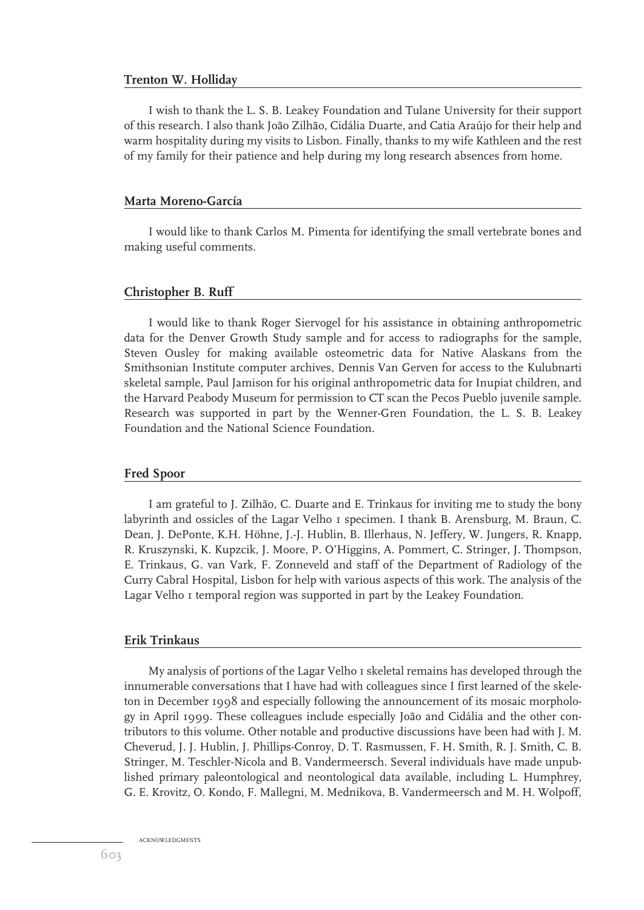### Trenton W. Holliday

I wish to thank the L. S. B. Leakey Foundation and Tulane University for their support of this research. I also thank João Zilhão, Cidália Duarte, and Catia Araújo for their help and warm hospitality during my visits to Lisbon. Finally, thanks to my wife Kathleen and the rest of my family for their patience and help during my long research absences from home.

### Marta Moreno-García

I would like to thank Carlos M. Pimenta for identifying the small vertebrate bones and making useful comments.

### Christopher B. Ruff

I would like to thank Roger Siervogel for his assistance in obtaining anthropometric data for the Denver Growth Study sample and for access to radiographs for the sample, Steven Ousley for making available osteometric data for Native Alaskans from the Smithsonian Institute computer archives, Dennis Van Gerven for access to the Kulubnarti skeletal sample, Paul Jamison for his original anthropometric data for Inupiat children, and the Harvard Peabody Museum for permission to CT scan the Pecos Pueblo juvenile sample. Research was supported in part by the Wenner-Gren Foundation, the L. S. B. Leakey Foundation and the National Science Foundation.

### Fred Spoor

I am grateful to J. Zilhão, C. Duarte and E. Trinkaus for inviting me to study the bony labyrinth and ossicles of the Lagar Velho 1 specimen. I thank B. Arensburg, M. Braun, C. Dean, J. DePonte, K.H. Höhne, J.-J. Hublin, B. Illerhaus, N. Jeffery, W. Jungers, R. Knapp, R. Kruszynski, K. Kupzcik, J. Moore, P. O'Higgins, A. Pommert, C. Stringer, J. Thompson, E. Trinkaus, G. van Vark, F. Zonneveld and staff of the Department of Radiology of the Curry Cabral Hospital, Lisbon for help with various aspects of this work. The analysis of the Lagar Velho 1 temporal region was supported in part by the Leakey Foundation.

### Erik Trinkaus

My analysis of portions of the Lagar Velho 1 skeletal remains has developed through the innumerable conversations that I have had with colleagues since I first learned of the skeleton in December 1998 and especially following the announcement of its mosaic morphology in April 1999. These colleagues include especially João and Cidália and the other contributors to this volume. Other notable and productive discussions have been had with J. M. Cheverud, J. J. Hublin, J. Phillips-Conroy, D. T. Rasmussen, F. H. Smith, R. J. Smith, C. B. Stringer, M. Teschler-Nicola and B. Vandermeersch. Several individuals have made unpublished primary paleontological and neontological data available, including L. Humphrey, G. E. Krovitz, O. Kondo, F. Mallegni, M. Mednikova, B. Vandermeersch and M. H. Wolpoff,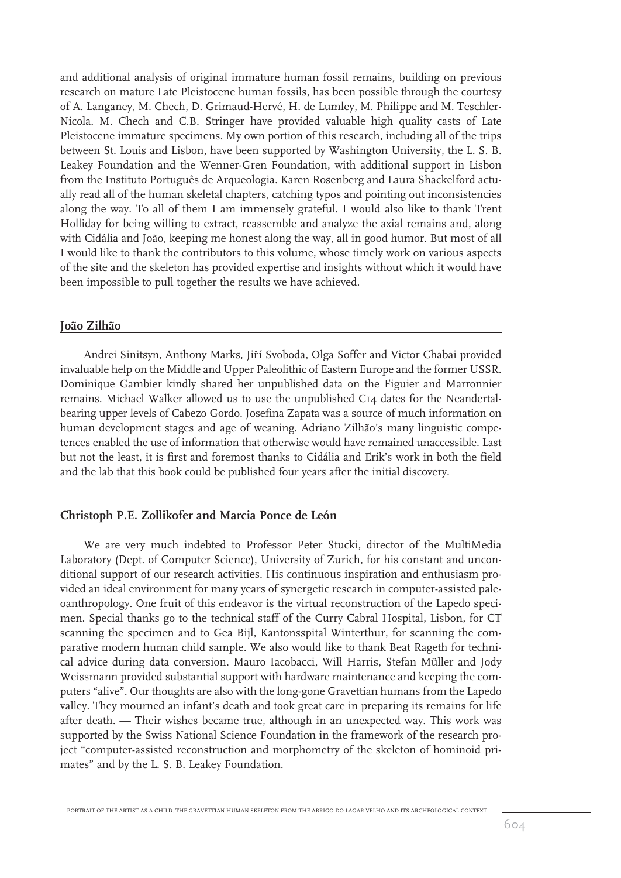and additional analysis of original immature human fossil remains, building on previous research on mature Late Pleistocene human fossils, has been possible through the courtesy of A. Langaney, M. Chech, D. Grimaud-Hervé, H. de Lumley, M. Philippe and M. Teschler-Nicola. M. Chech and C.B. Stringer have provided valuable high quality casts of Late Pleistocene immature specimens. My own portion of this research, including all of the trips between St. Louis and Lisbon, have been supported by Washington University, the L. S. B. Leakey Foundation and the Wenner-Gren Foundation, with additional support in Lisbon from the Instituto Português de Arqueologia. Karen Rosenberg and Laura Shackelford actually read all of the human skeletal chapters, catching typos and pointing out inconsistencies along the way. To all of them I am immensely grateful. I would also like to thank Trent Holliday for being willing to extract, reassemble and analyze the axial remains and, along with Cidália and João, keeping me honest along the way, all in good humor. But most of all I would like to thank the contributors to this volume, whose timely work on various aspects of the site and the skeleton has provided expertise and insights without which it would have been impossible to pull together the results we have achieved.

## João Zilhão

Andrei Sinitsyn, Anthony Marks, Jiří Svoboda, Olga Soffer and Victor Chabai provided invaluable help on the Middle and Upper Paleolithic of Eastern Europe and the former USSR. Dominique Gambier kindly shared her unpublished data on the Figuier and Marronnier remains. Michael Walker allowed us to use the unpublished C14 dates for the Neandertal-bearing upper levels of Cabezo Gordo. Josefina Zapata was a source of much information on human development stages and age of weaning. Adriano Zilhão's many linguistic competences enabled the use of information that otherwise would have remained unaccessible. Last but not the least, it is first and foremost thanks to Cidália and Erik's work in both the field and the lab that this book could be published four years after the initial discovery.

## Christoph P.E. Zollikofer and Marcia Ponce de León

We are very much indebted to Professor Peter Stucki, director of the MultiMedia Laboratory (Dept. of Computer Science), University of Zurich, for his constant and unconditional support of our research activities. His continuous inspiration and enthusiasm provided an ideal environment for many years of synergetic research in computer-assisted paleoanthropology. One fruit of this endeavor is the virtual reconstruction of the Lapedo specimen. Special thanks go to the technical staff of the Curry Cabral Hospital, Lisbon, for CT scanning the specimen and to Gea Bijl, Kantonsspital Winterthur, for scanning the comparative modern human child sample. We also would like to thank Beat Rageth for technical advice during data conversion. Mauro Iacobacci, Will Harris, Stefan Müller and Jody Weissmann provided substantial support with hardware maintenance and keeping the computers "alive". Our thoughts are also with the long-gone Gravettian humans from the Lapedo valley. They mourned an infant's death and took great care in preparing its remains for life after death. — Their wishes became true, although in an unexpected way. This work was supported by the Swiss National Science Foundation in the framework of the research project "computer-assisted reconstruction and morphometry of the skeleton of hominoid primates" and by the L. S. B. Leakey Foundation.